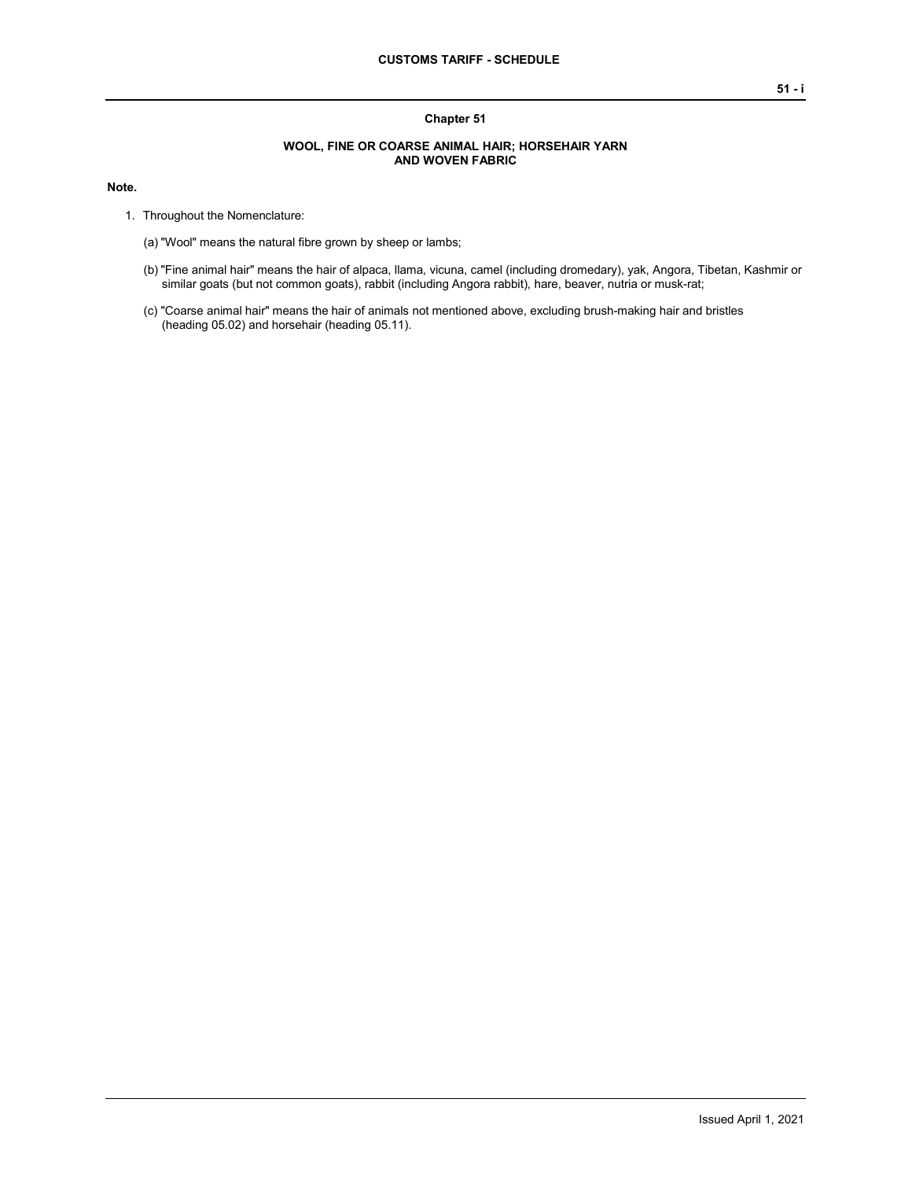## Chapter 51

### WOOL, FINE OR COARSE ANIMAL HAIR; HORSEHAIR YARN AND WOVEN FABRIC

**Note.**

1. Throughout the Nomenclature:

   (a) "Wool" means the natural fibre grown by sheep or lambs;

   (b) "Fine animal hair" means the hair of alpaca, llama, vicuna, camel (including dromedary), yak, Angora, Tibetan, Kashmir or similar goats (but not common goats), rabbit (including Angora rabbit), hare, beaver, nutria or musk-rat;

   (c) "Coarse animal hair" means the hair of animals not mentioned above, excluding brush-making hair and bristles (heading 05.02) and horsehair (heading 05.11).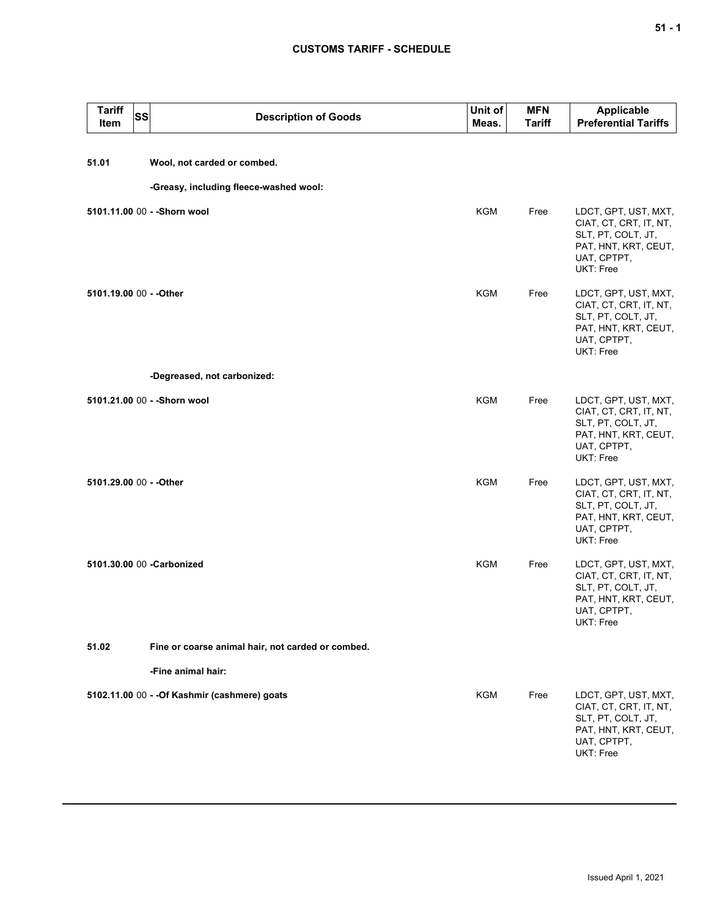| Tariff Item | SS | Description of Goods | Unit of Meas. | MFN Tariff | Applicable Preferential Tariffs |
|---|---|---|---|---|---|
| **51.01** | | **Wool, not carded or combed.** | | | |
| | | **-Greasy, including fleece-washed wool:** | | | |
| **5101.11.00** | 00 | **- -Shorn wool** | KGM | Free | LDCT, GPT, UST, MXT, CIAT, CT, CRT, IT, NT, SLT, PT, COLT, JT, PAT, HNT, KRT, CEUT, UAT, CPTPT, UKT: Free |
| **5101.19.00** | 00 | **- -Other** | KGM | Free | LDCT, GPT, UST, MXT, CIAT, CT, CRT, IT, NT, SLT, PT, COLT, JT, PAT, HNT, KRT, CEUT, UAT, CPTPT, UKT: Free |
| | | **-Degreased, not carbonized:** | | | |
| **5101.21.00** | 00 | **- -Shorn wool** | KGM | Free | LDCT, GPT, UST, MXT, CIAT, CT, CRT, IT, NT, SLT, PT, COLT, JT, PAT, HNT, KRT, CEUT, UAT, CPTPT, UKT: Free |
| **5101.29.00** | 00 | **- -Other** | KGM | Free | LDCT, GPT, UST, MXT, CIAT, CT, CRT, IT, NT, SLT, PT, COLT, JT, PAT, HNT, KRT, CEUT, UAT, CPTPT, UKT: Free |
| **5101.30.00** | 00 | **-Carbonized** | KGM | Free | LDCT, GPT, UST, MXT, CIAT, CT, CRT, IT, NT, SLT, PT, COLT, JT, PAT, HNT, KRT, CEUT, UAT, CPTPT, UKT: Free |
| **51.02** | | **Fine or coarse animal hair, not carded or combed.** | | | |
| | | **-Fine animal hair:** | | | |
| **5102.11.00** | 00 | **- -Of Kashmir (cashmere) goats** | KGM | Free | LDCT, GPT, UST, MXT, CIAT, CT, CRT, IT, NT, SLT, PT, COLT, JT, PAT, HNT, KRT, CEUT, UAT, CPTPT, UKT: Free |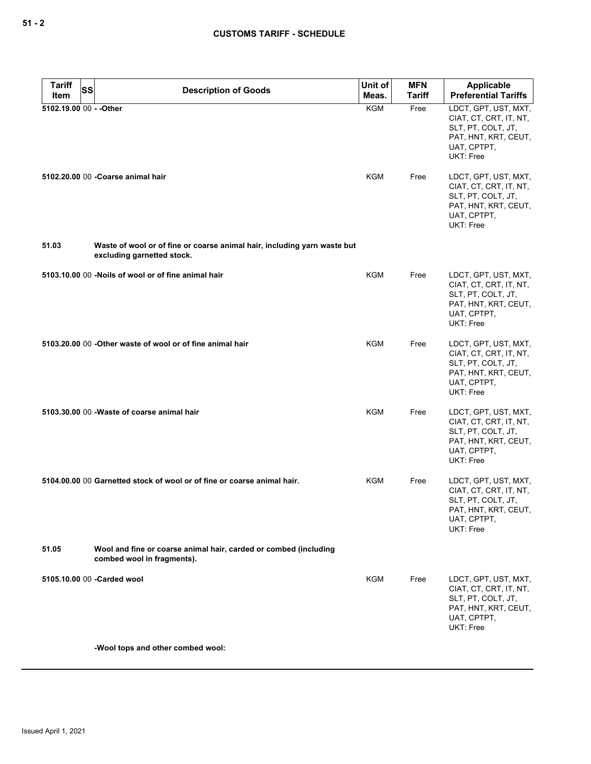| Tariff Item | SS | Description of Goods | Unit of Meas. | MFN Tariff | Applicable Preferential Tariffs |
|---|---|---|---|---|---|
| 5102.19.00 | 00 | - -Other | KGM | Free | LDCT, GPT, UST, MXT, CIAT, CT, CRT, IT, NT, SLT, PT, COLT, JT, PAT, HNT, KRT, CEUT, UAT, CPTPT, UKT: Free |
| 5102.20.00 | 00 | -Coarse animal hair | KGM | Free | LDCT, GPT, UST, MXT, CIAT, CT, CRT, IT, NT, SLT, PT, COLT, JT, PAT, HNT, KRT, CEUT, UAT, CPTPT, UKT: Free |
| 51.03 | | Waste of wool or of fine or coarse animal hair, including yarn waste but excluding garnetted stock. | | | |
| 5103.10.00 | 00 | -Noils of wool or of fine animal hair | KGM | Free | LDCT, GPT, UST, MXT, CIAT, CT, CRT, IT, NT, SLT, PT, COLT, JT, PAT, HNT, KRT, CEUT, UAT, CPTPT, UKT: Free |
| 5103.20.00 | 00 | -Other waste of wool or of fine animal hair | KGM | Free | LDCT, GPT, UST, MXT, CIAT, CT, CRT, IT, NT, SLT, PT, COLT, JT, PAT, HNT, KRT, CEUT, UAT, CPTPT, UKT: Free |
| 5103.30.00 | 00 | -Waste of coarse animal hair | KGM | Free | LDCT, GPT, UST, MXT, CIAT, CT, CRT, IT, NT, SLT, PT, COLT, JT, PAT, HNT, KRT, CEUT, UAT, CPTPT, UKT: Free |
| 5104.00.00 | 00 | Garnetted stock of wool or of fine or coarse animal hair. | KGM | Free | LDCT, GPT, UST, MXT, CIAT, CT, CRT, IT, NT, SLT, PT, COLT, JT, PAT, HNT, KRT, CEUT, UAT, CPTPT, UKT: Free |
| 51.05 | | Wool and fine or coarse animal hair, carded or combed (including combed wool in fragments). | | | |
| 5105.10.00 | 00 | -Carded wool | KGM | Free | LDCT, GPT, UST, MXT, CIAT, CT, CRT, IT, NT, SLT, PT, COLT, JT, PAT, HNT, KRT, CEUT, UAT, CPTPT, UKT: Free |
| | | -Wool tops and other combed wool: | | | |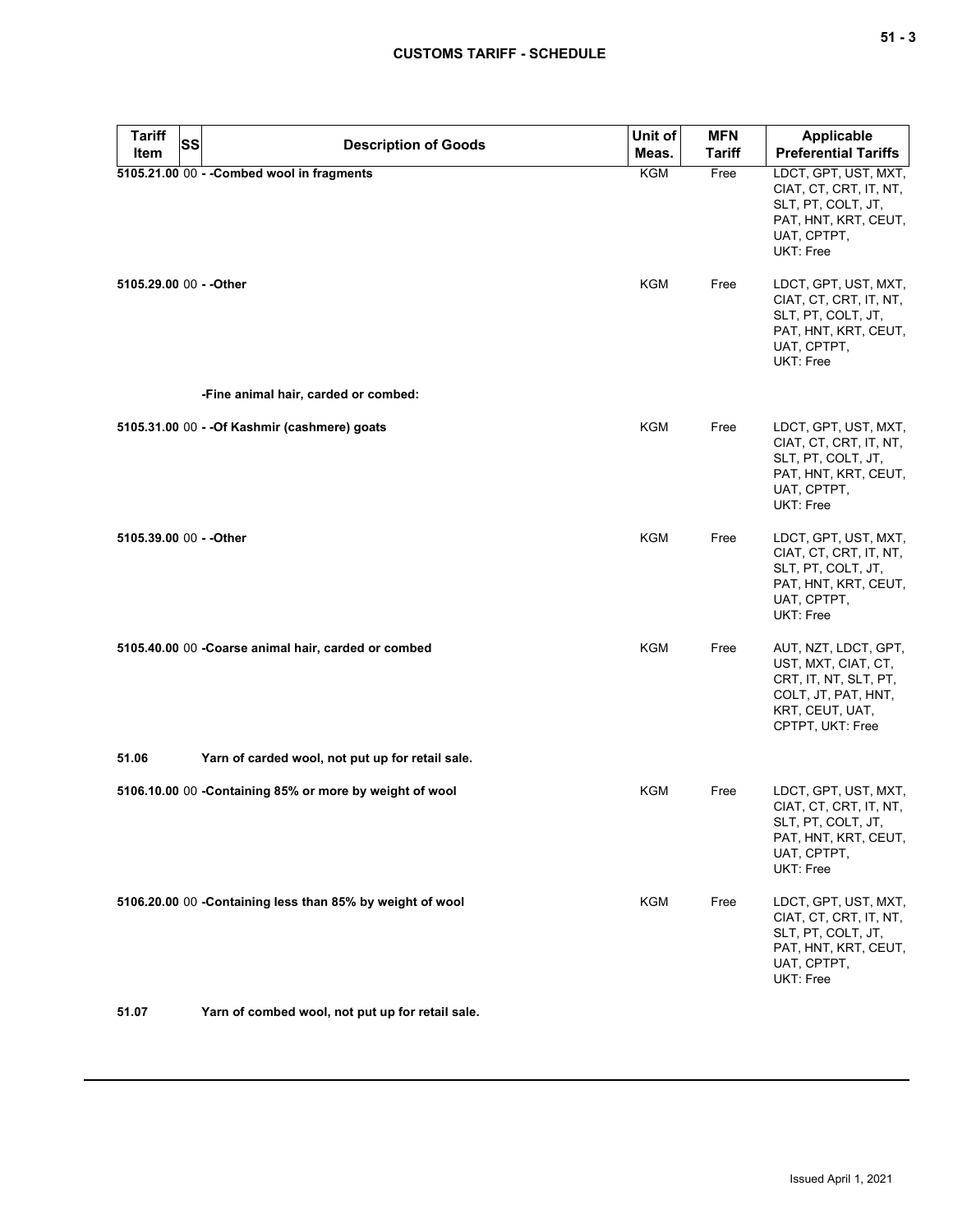| Tariff Item | SS | Description of Goods | Unit of Meas. | MFN Tariff | Applicable Preferential Tariffs |
|---|---|---|---|---|---|
| **5105.21.00** | 00 | **- -Combed wool in fragments** | KGM | Free | LDCT, GPT, UST, MXT, CIAT, CT, CRT, IT, NT, SLT, PT, COLT, JT, PAT, HNT, KRT, CEUT, UAT, CPTPT, UKT: Free |
| **5105.29.00** | 00 | **- -Other** | KGM | Free | LDCT, GPT, UST, MXT, CIAT, CT, CRT, IT, NT, SLT, PT, COLT, JT, PAT, HNT, KRT, CEUT, UAT, CPTPT, UKT: Free |
| | | **-Fine animal hair, carded or combed:** | | | |
| **5105.31.00** | 00 | **- -Of Kashmir (cashmere) goats** | KGM | Free | LDCT, GPT, UST, MXT, CIAT, CT, CRT, IT, NT, SLT, PT, COLT, JT, PAT, HNT, KRT, CEUT, UAT, CPTPT, UKT: Free |
| **5105.39.00** | 00 | **- -Other** | KGM | Free | LDCT, GPT, UST, MXT, CIAT, CT, CRT, IT, NT, SLT, PT, COLT, JT, PAT, HNT, KRT, CEUT, UAT, CPTPT, UKT: Free |
| **5105.40.00** | 00 | **-Coarse animal hair, carded or combed** | KGM | Free | AUT, NZT, LDCT, GPT, UST, MXT, CIAT, CT, CRT, IT, NT, SLT, PT, COLT, JT, PAT, HNT, KRT, CEUT, UAT, CPTPT, UKT: Free |
| **51.06** | | **Yarn of carded wool, not put up for retail sale.** | | | |
| **5106.10.00** | 00 | **-Containing 85% or more by weight of wool** | KGM | Free | LDCT, GPT, UST, MXT, CIAT, CT, CRT, IT, NT, SLT, PT, COLT, JT, PAT, HNT, KRT, CEUT, UAT, CPTPT, UKT: Free |
| **5106.20.00** | 00 | **-Containing less than 85% by weight of wool** | KGM | Free | LDCT, GPT, UST, MXT, CIAT, CT, CRT, IT, NT, SLT, PT, COLT, JT, PAT, HNT, KRT, CEUT, UAT, CPTPT, UKT: Free |
| **51.07** | | **Yarn of combed wool, not put up for retail sale.** | | | |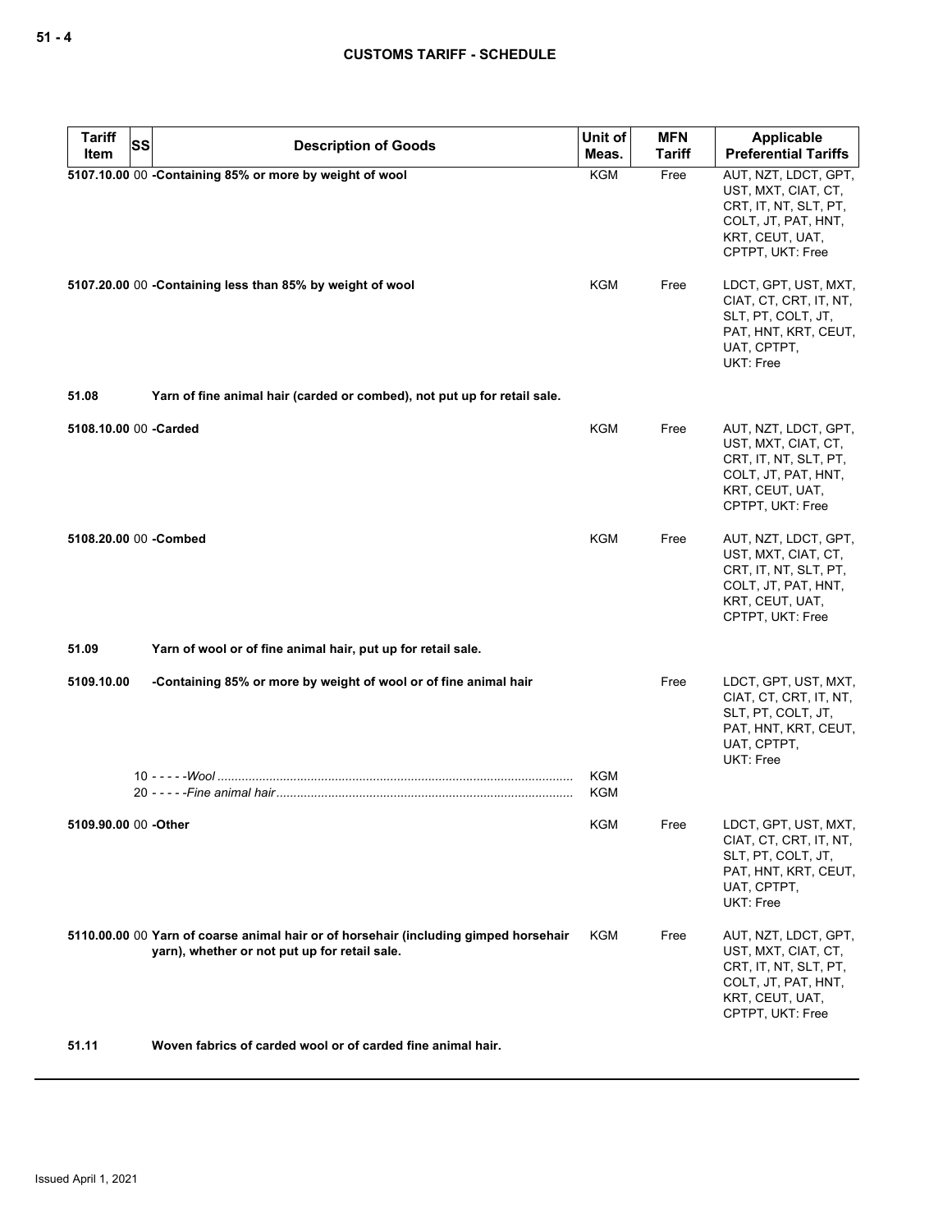| Tariff Item | SS | Description of Goods | Unit of Meas. | MFN Tariff | Applicable Preferential Tariffs |
|---|---|---|---|---|---|
| 5107.10.00 | 00 | **-Containing 85% or more by weight of wool** | KGM | Free | AUT, NZT, LDCT, GPT, UST, MXT, CIAT, CT, CRT, IT, NT, SLT, PT, COLT, JT, PAT, HNT, KRT, CEUT, UAT, CPTPT, UKT: Free |
| 5107.20.00 | 00 | **-Containing less than 85% by weight of wool** | KGM | Free | LDCT, GPT, UST, MXT, CIAT, CT, CRT, IT, NT, SLT, PT, COLT, JT, PAT, HNT, KRT, CEUT, UAT, CPTPT, UKT: Free |
| **51.08** | | **Yarn of fine animal hair (carded or combed), not put up for retail sale.** | | | |
| 5108.10.00 | 00 | **-Carded** | KGM | Free | AUT, NZT, LDCT, GPT, UST, MXT, CIAT, CT, CRT, IT, NT, SLT, PT, COLT, JT, PAT, HNT, KRT, CEUT, UAT, CPTPT, UKT: Free |
| 5108.20.00 | 00 | **-Combed** | KGM | Free | AUT, NZT, LDCT, GPT, UST, MXT, CIAT, CT, CRT, IT, NT, SLT, PT, COLT, JT, PAT, HNT, KRT, CEUT, UAT, CPTPT, UKT: Free |
| **51.09** | | **Yarn of wool or of fine animal hair, put up for retail sale.** | | | |
| 5109.10.00 | | **-Containing 85% or more by weight of wool or of fine animal hair** | | Free | LDCT, GPT, UST, MXT, CIAT, CT, CRT, IT, NT, SLT, PT, COLT, JT, PAT, HNT, KRT, CEUT, UAT, CPTPT, UKT: Free |
| | 10 | - - - - -*Wool* | KGM | | |
| | 20 | - - - - -*Fine animal hair* | KGM | | |
| 5109.90.00 | 00 | **-Other** | KGM | Free | LDCT, GPT, UST, MXT, CIAT, CT, CRT, IT, NT, SLT, PT, COLT, JT, PAT, HNT, KRT, CEUT, UAT, CPTPT, UKT: Free |
| 5110.00.00 | 00 | **Yarn of coarse animal hair or of horsehair (including gimped horsehair yarn), whether or not put up for retail sale.** | KGM | Free | AUT, NZT, LDCT, GPT, UST, MXT, CIAT, CT, CRT, IT, NT, SLT, PT, COLT, JT, PAT, HNT, KRT, CEUT, UAT, CPTPT, UKT: Free |
| **51.11** | | **Woven fabrics of carded wool or of carded fine animal hair.** | | | |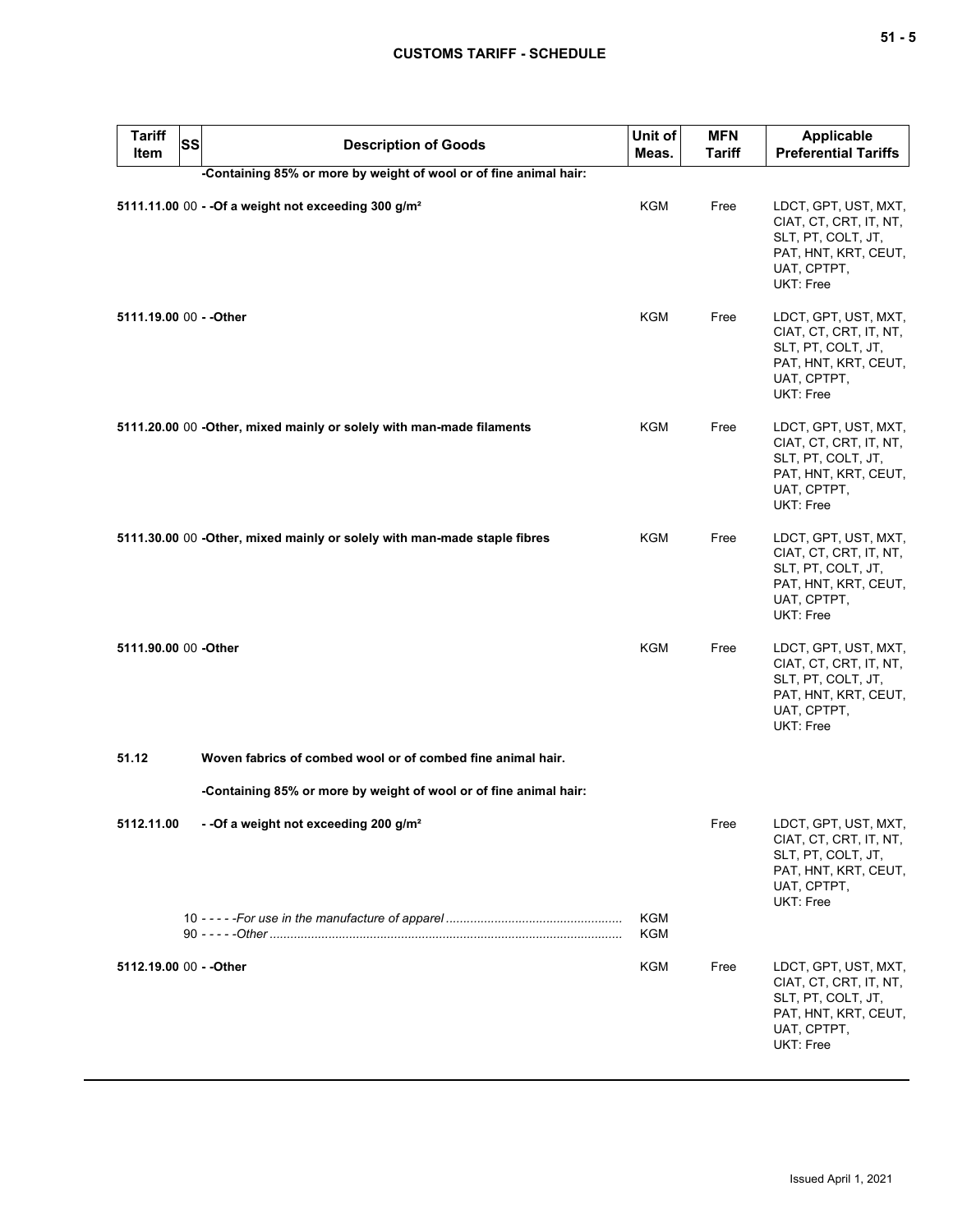| Tariff Item | SS | Description of Goods | Unit of Meas. | MFN Tariff | Applicable Preferential Tariffs |
|---|---|---|---|---|---|
| | | **-Containing 85% or more by weight of wool or of fine animal hair:** | | | |
| **5111.11.00** | 00 | **- -Of a weight not exceeding 300 g/m²** | KGM | Free | LDCT, GPT, UST, MXT, CIAT, CT, CRT, IT, NT, SLT, PT, COLT, JT, PAT, HNT, KRT, CEUT, UAT, CPTPT, UKT: Free |
| **5111.19.00** | 00 | **- -Other** | KGM | Free | LDCT, GPT, UST, MXT, CIAT, CT, CRT, IT, NT, SLT, PT, COLT, JT, PAT, HNT, KRT, CEUT, UAT, CPTPT, UKT: Free |
| **5111.20.00** | 00 | **-Other, mixed mainly or solely with man-made filaments** | KGM | Free | LDCT, GPT, UST, MXT, CIAT, CT, CRT, IT, NT, SLT, PT, COLT, JT, PAT, HNT, KRT, CEUT, UAT, CPTPT, UKT: Free |
| **5111.30.00** | 00 | **-Other, mixed mainly or solely with man-made staple fibres** | KGM | Free | LDCT, GPT, UST, MXT, CIAT, CT, CRT, IT, NT, SLT, PT, COLT, JT, PAT, HNT, KRT, CEUT, UAT, CPTPT, UKT: Free |
| **5111.90.00** | 00 | **-Other** | KGM | Free | LDCT, GPT, UST, MXT, CIAT, CT, CRT, IT, NT, SLT, PT, COLT, JT, PAT, HNT, KRT, CEUT, UAT, CPTPT, UKT: Free |
| **51.12** | | **Woven fabrics of combed wool or of combed fine animal hair.** | | | |
| | | **-Containing 85% or more by weight of wool or of fine animal hair:** | | | |
| **5112.11.00** | | **- -Of a weight not exceeding 200 g/m²** | | Free | LDCT, GPT, UST, MXT, CIAT, CT, CRT, IT, NT, SLT, PT, COLT, JT, PAT, HNT, KRT, CEUT, UAT, CPTPT, UKT: Free |
| | 10 | - - - - -*For use in the manufacture of apparel* | KGM | | |
| | 90 | - - - - -*Other* | KGM | | |
| **5112.19.00** | 00 | **- -Other** | KGM | Free | LDCT, GPT, UST, MXT, CIAT, CT, CRT, IT, NT, SLT, PT, COLT, JT, PAT, HNT, KRT, CEUT, UAT, CPTPT, UKT: Free |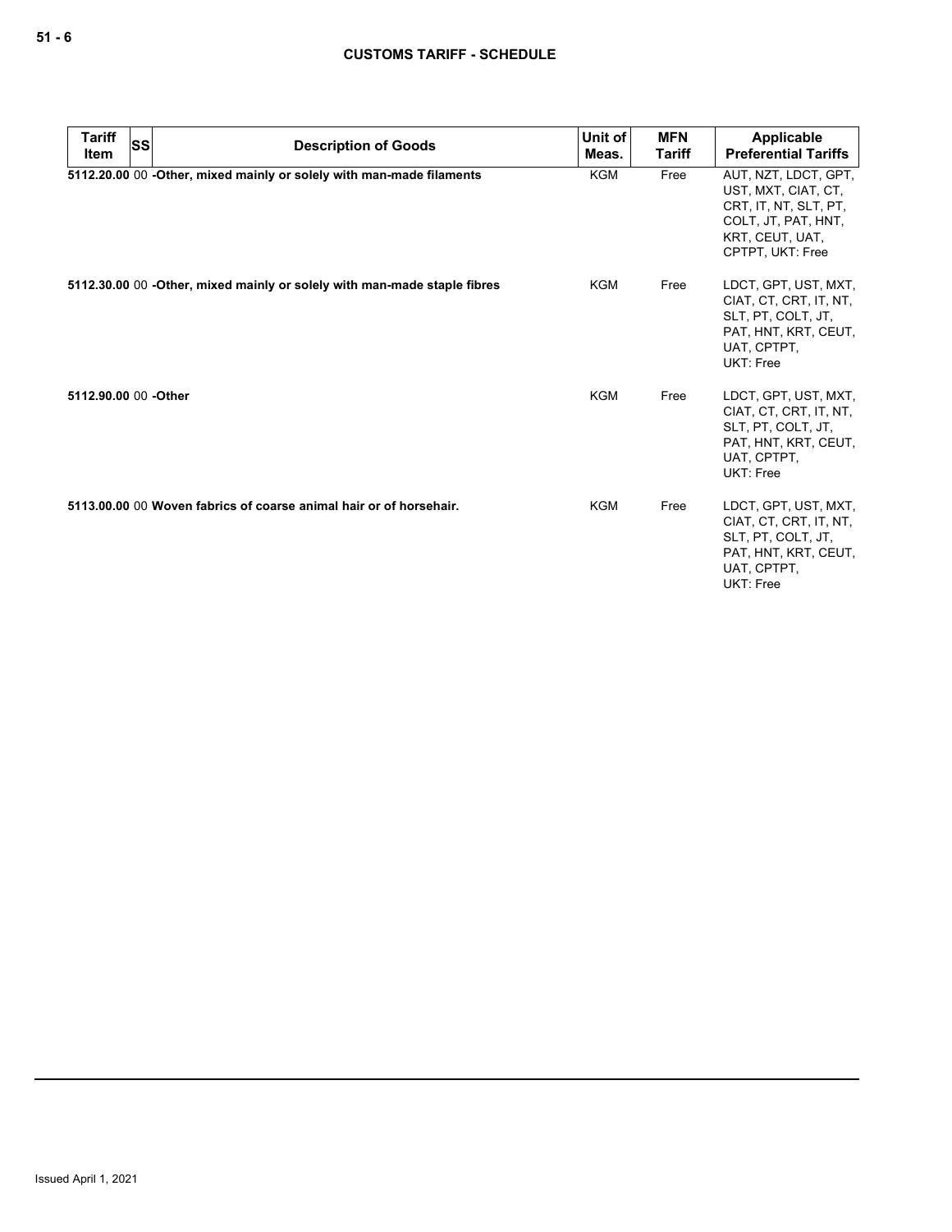| Tariff Item | SS | Description of Goods | Unit of Meas. | MFN Tariff | Applicable Preferential Tariffs |
|---|---|---|---|---|---|
| 5112.20.00 | 00 | **-Other, mixed mainly or solely with man-made filaments** | KGM | Free | AUT, NZT, LDCT, GPT, UST, MXT, CIAT, CT, CRT, IT, NT, SLT, PT, COLT, JT, PAT, HNT, KRT, CEUT, UAT, CPTPT, UKT: Free |
| 5112.30.00 | 00 | **-Other, mixed mainly or solely with man-made staple fibres** | KGM | Free | LDCT, GPT, UST, MXT, CIAT, CT, CRT, IT, NT, SLT, PT, COLT, JT, PAT, HNT, KRT, CEUT, UAT, CPTPT, UKT: Free |
| 5112.90.00 | 00 | **-Other** | KGM | Free | LDCT, GPT, UST, MXT, CIAT, CT, CRT, IT, NT, SLT, PT, COLT, JT, PAT, HNT, KRT, CEUT, UAT, CPTPT, UKT: Free |
| 5113.00.00 | 00 | **Woven fabrics of coarse animal hair or of horsehair.** | KGM | Free | LDCT, GPT, UST, MXT, CIAT, CT, CRT, IT, NT, SLT, PT, COLT, JT, PAT, HNT, KRT, CEUT, UAT, CPTPT, UKT: Free |